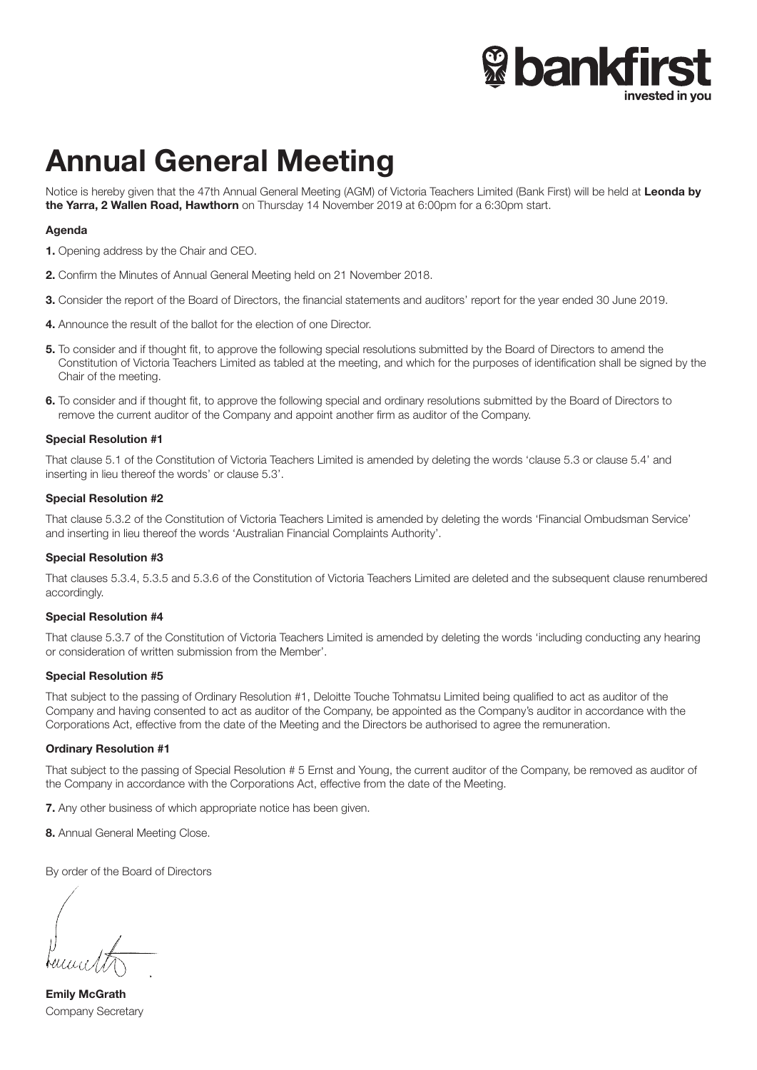# Annual General Meeting

Notice is hereby given that the 47th Annual General Meeting (AGM) of Victoria Teachers Limited (Bank First) will be held at **Leonda by the Yarra, 2 Wallen Road, Hawthorn** on Thursday 14 November 2019 at 6:00pm for a 6:30pm start.

### Agenda

**1.** Opening address by the Chair and CEO.

**2.** Confirm the Minutes of Annual General Meeting held on 21 November 2018.

**3.** Consider the report of the Board of Directors, the financial statements and auditors' report for the year ended 30 June 2019.

**4.** Announce the result of the ballot for the election of one Director.

**5.** To consider and if thought fit, to approve the following special resolutions submitted by the Board of Directors to amend the Constitution of Victoria Teachers Limited as tabled at the meeting, and which for the purposes of identification shall be signed by the Chair of the meeting.

**6.** To consider and if thought fit, to approve the following special and ordinary resolutions submitted by the Board of Directors to remove the current auditor of the Company and appoint another firm as auditor of the Company.

### Special Resolution #1

That clause 5.1 of the Constitution of Victoria Teachers Limited is amended by deleting the words 'clause 5.3 or clause 5.4' and inserting in lieu thereof the words' or clause 5.3'.

### Special Resolution #2

That clause 5.3.2 of the Constitution of Victoria Teachers Limited is amended by deleting the words 'Financial Ombudsman Service' and inserting in lieu thereof the words 'Australian Financial Complaints Authority'.

### Special Resolution #3

That clauses 5.3.4, 5.3.5 and 5.3.6 of the Constitution of Victoria Teachers Limited are deleted and the subsequent clause renumbered accordingly.

### Special Resolution #4

That clause 5.3.7 of the Constitution of Victoria Teachers Limited is amended by deleting the words 'including conducting any hearing or consideration of written submission from the Member'.

### Special Resolution #5

That subject to the passing of Ordinary Resolution #1, Deloitte Touche Tohmatsu Limited being qualified to act as auditor of the Company and having consented to act as auditor of the Company, be appointed as the Company's auditor in accordance with the Corporations Act, effective from the date of the Meeting and the Directors be authorised to agree the remuneration.

### Ordinary Resolution #1

That subject to the passing of Special Resolution # 5 Ernst and Young, the current auditor of the Company, be removed as auditor of the Company in accordance with the Corporations Act, effective from the date of the Meeting.

**7.** Any other business of which appropriate notice has been given.

**8.** Annual General Meeting Close.

By order of the Board of Directors

**Emily McGrath**
Company Secretary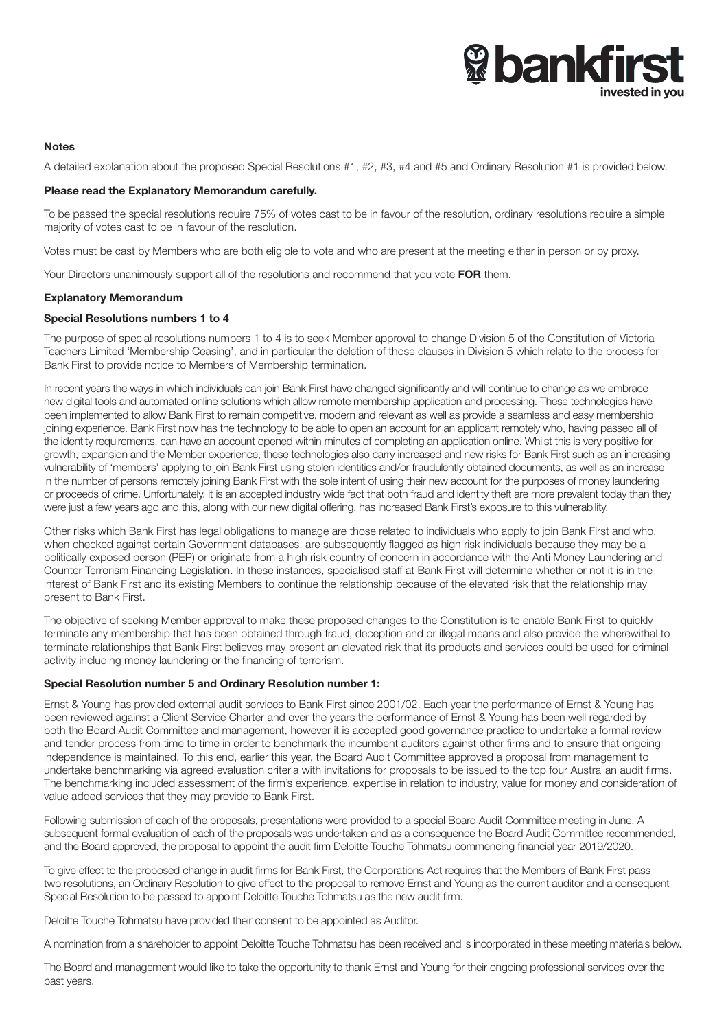**Notes**

A detailed explanation about the proposed Special Resolutions #1, #2, #3, #4 and #5 and Ordinary Resolution #1 is provided below.

**Please read the Explanatory Memorandum carefully.**

To be passed the special resolutions require 75% of votes cast to be in favour of the resolution, ordinary resolutions require a simple majority of votes cast to be in favour of the resolution.

Votes must be cast by Members who are both eligible to vote and who are present at the meeting either in person or by proxy.

Your Directors unanimously support all of the resolutions and recommend that you vote **FOR** them.

**Explanatory Memorandum**

**Special Resolutions numbers 1 to 4**

The purpose of special resolutions numbers 1 to 4 is to seek Member approval to change Division 5 of the Constitution of Victoria Teachers Limited 'Membership Ceasing', and in particular the deletion of those clauses in Division 5 which relate to the process for Bank First to provide notice to Members of Membership termination.

In recent years the ways in which individuals can join Bank First have changed significantly and will continue to change as we embrace new digital tools and automated online solutions which allow remote membership application and processing. These technologies have been implemented to allow Bank First to remain competitive, modern and relevant as well as provide a seamless and easy membership joining experience. Bank First now has the technology to be able to open an account for an applicant remotely who, having passed all of the identity requirements, can have an account opened within minutes of completing an application online. Whilst this is very positive for growth, expansion and the Member experience, these technologies also carry increased and new risks for Bank First such as an increasing vulnerability of 'members' applying to join Bank First using stolen identities and/or fraudulently obtained documents, as well as an increase in the number of persons remotely joining Bank First with the sole intent of using their new account for the purposes of money laundering or proceeds of crime. Unfortunately, it is an accepted industry wide fact that both fraud and identity theft are more prevalent today than they were just a few years ago and this, along with our new digital offering, has increased Bank First's exposure to this vulnerability.

Other risks which Bank First has legal obligations to manage are those related to individuals who apply to join Bank First and who, when checked against certain Government databases, are subsequently flagged as high risk individuals because they may be a politically exposed person (PEP) or originate from a high risk country of concern in accordance with the Anti Money Laundering and Counter Terrorism Financing Legislation. In these instances, specialised staff at Bank First will determine whether or not it is in the interest of Bank First and its existing Members to continue the relationship because of the elevated risk that the relationship may present to Bank First.

The objective of seeking Member approval to make these proposed changes to the Constitution is to enable Bank First to quickly terminate any membership that has been obtained through fraud, deception and or illegal means and also provide the wherewithal to terminate relationships that Bank First believes may present an elevated risk that its products and services could be used for criminal activity including money laundering or the financing of terrorism.

**Special Resolution number 5 and Ordinary Resolution number 1:**

Ernst & Young has provided external audit services to Bank First since 2001/02. Each year the performance of Ernst & Young has been reviewed against a Client Service Charter and over the years the performance of Ernst & Young has been well regarded by both the Board Audit Committee and management, however it is accepted good governance practice to undertake a formal review and tender process from time to time in order to benchmark the incumbent auditors against other firms and to ensure that ongoing independence is maintained. To this end, earlier this year, the Board Audit Committee approved a proposal from management to undertake benchmarking via agreed evaluation criteria with invitations for proposals to be issued to the top four Australian audit firms. The benchmarking included assessment of the firm's experience, expertise in relation to industry, value for money and consideration of value added services that they may provide to Bank First.

Following submission of each of the proposals, presentations were provided to a special Board Audit Committee meeting in June. A subsequent formal evaluation of each of the proposals was undertaken and as a consequence the Board Audit Committee recommended, and the Board approved, the proposal to appoint the audit firm Deloitte Touche Tohmatsu commencing financial year 2019/2020.

To give effect to the proposed change in audit firms for Bank First, the Corporations Act requires that the Members of Bank First pass two resolutions, an Ordinary Resolution to give effect to the proposal to remove Ernst and Young as the current auditor and a consequent Special Resolution to be passed to appoint Deloitte Touche Tohmatsu as the new audit firm.

Deloitte Touche Tohmatsu have provided their consent to be appointed as Auditor.

A nomination from a shareholder to appoint Deloitte Touche Tohmatsu has been received and is incorporated in these meeting materials below.

The Board and management would like to take the opportunity to thank Ernst and Young for their ongoing professional services over the past years.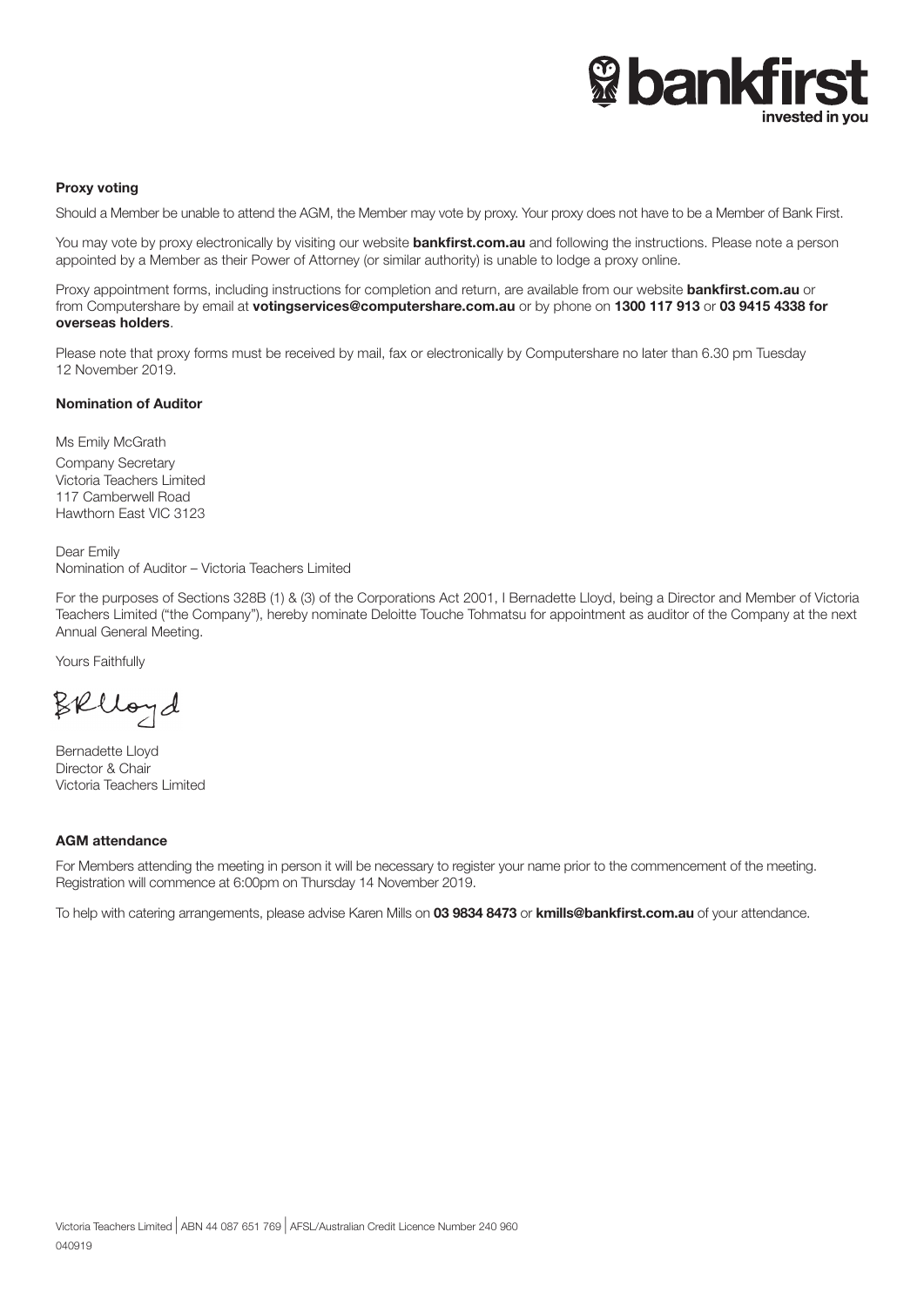### Proxy voting

Should a Member be unable to attend the AGM, the Member may vote by proxy. Your proxy does not have to be a Member of Bank First.

You may vote by proxy electronically by visiting our website **bankfirst.com.au** and following the instructions. Please note a person appointed by a Member as their Power of Attorney (or similar authority) is unable to lodge a proxy online.

Proxy appointment forms, including instructions for completion and return, are available from our website **bankfirst.com.au** or from Computershare by email at **votingservices@computershare.com.au** or by phone on **1300 117 913** or **03 9415 4338 for overseas holders**.

Please note that proxy forms must be received by mail, fax or electronically by Computershare no later than 6.30 pm Tuesday 12 November 2019.

### Nomination of Auditor

Ms Emily McGrath
Company Secretary
Victoria Teachers Limited
117 Camberwell Road
Hawthorn East VIC 3123

Dear Emily
Nomination of Auditor – Victoria Teachers Limited

For the purposes of Sections 328B (1) & (3) of the Corporations Act 2001, I Bernadette Lloyd, being a Director and Member of Victoria Teachers Limited ("the Company"), hereby nominate Deloitte Touche Tohmatsu for appointment as auditor of the Company at the next Annual General Meeting.

Yours Faithfully

BRLloyd

Bernadette Lloyd
Director & Chair
Victoria Teachers Limited

### AGM attendance

For Members attending the meeting in person it will be necessary to register your name prior to the commencement of the meeting. Registration will commence at 6:00pm on Thursday 14 November 2019.

To help with catering arrangements, please advise Karen Mills on **03 9834 8473** or **kmills@bankfirst.com.au** of your attendance.